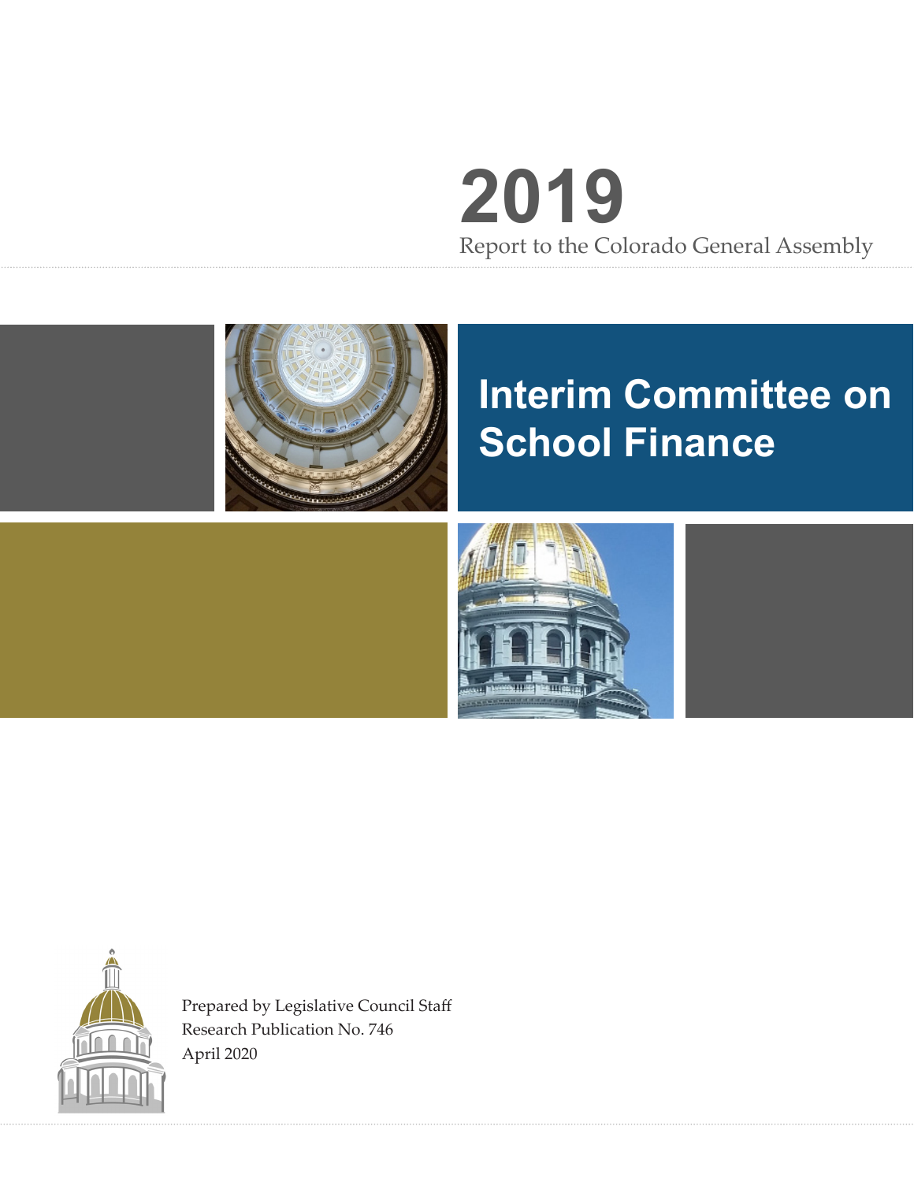# 2019

Report to the Colorado General Assembly

# Interim Committee on School Finance

Prepared by Legislative Council Staff
Research Publication No. 746
April 2020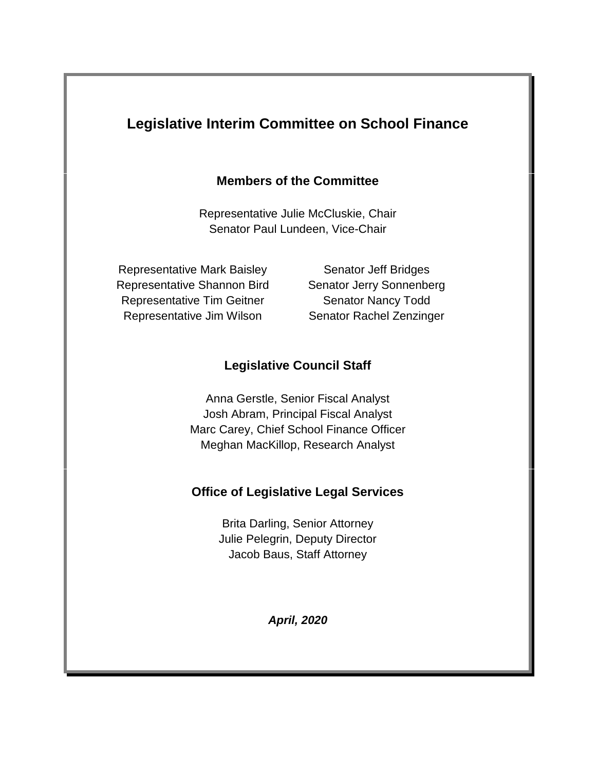# Legislative Interim Committee on School Finance

## Members of the Committee

Representative Julie McCluskie, Chair
Senator Paul Lundeen, Vice-Chair

Representative Mark Baisley
Representative Shannon Bird
Representative Tim Geitner
Representative Jim Wilson

Senator Jeff Bridges
Senator Jerry Sonnenberg
Senator Nancy Todd
Senator Rachel Zenzinger

## Legislative Council Staff

Anna Gerstle, Senior Fiscal Analyst
Josh Abram, Principal Fiscal Analyst
Marc Carey, Chief School Finance Officer
Meghan MacKillop, Research Analyst

## Office of Legislative Legal Services

Brita Darling, Senior Attorney
Julie Pelegrin, Deputy Director
Jacob Baus, Staff Attorney

***April, 2020***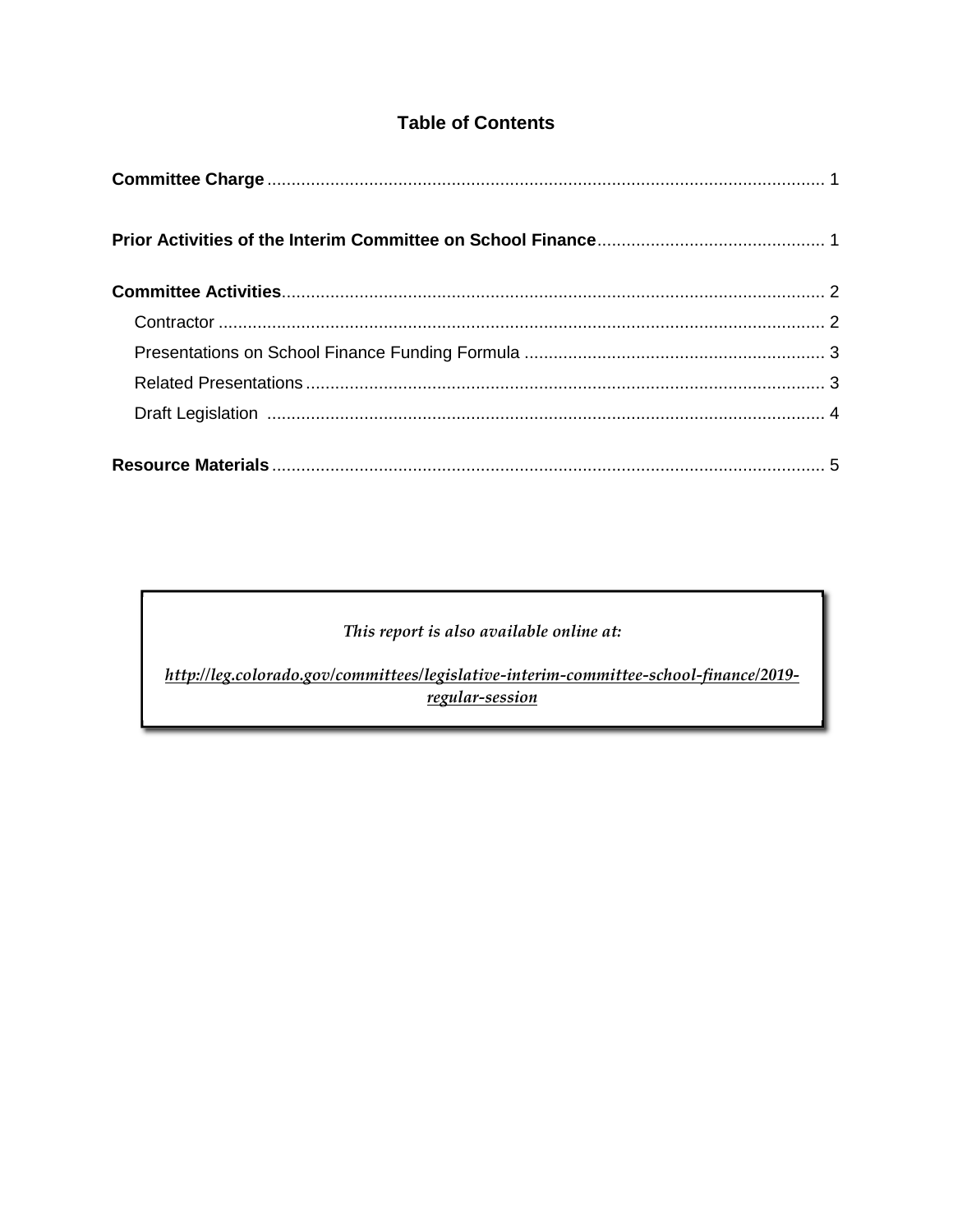## Table of Contents

**Committee Charge** .................................................................................................................. 1

**Prior Activities of the Interim Committee on School Finance** .............................................. 1

**Committee Activities** .............................................................................................................. 2

- Contractor ............................................................................................................................ 2
- Presentations on School Finance Funding Formula ............................................................. 3
- Related Presentations .......................................................................................................... 3
- Draft Legislation .................................................................................................................. 4

**Resource Materials** ................................................................................................................ 5

*This report is also available online at:*

*http://leg.colorado.gov/committees/legislative-interim-committee-school-finance/2019-regular-session*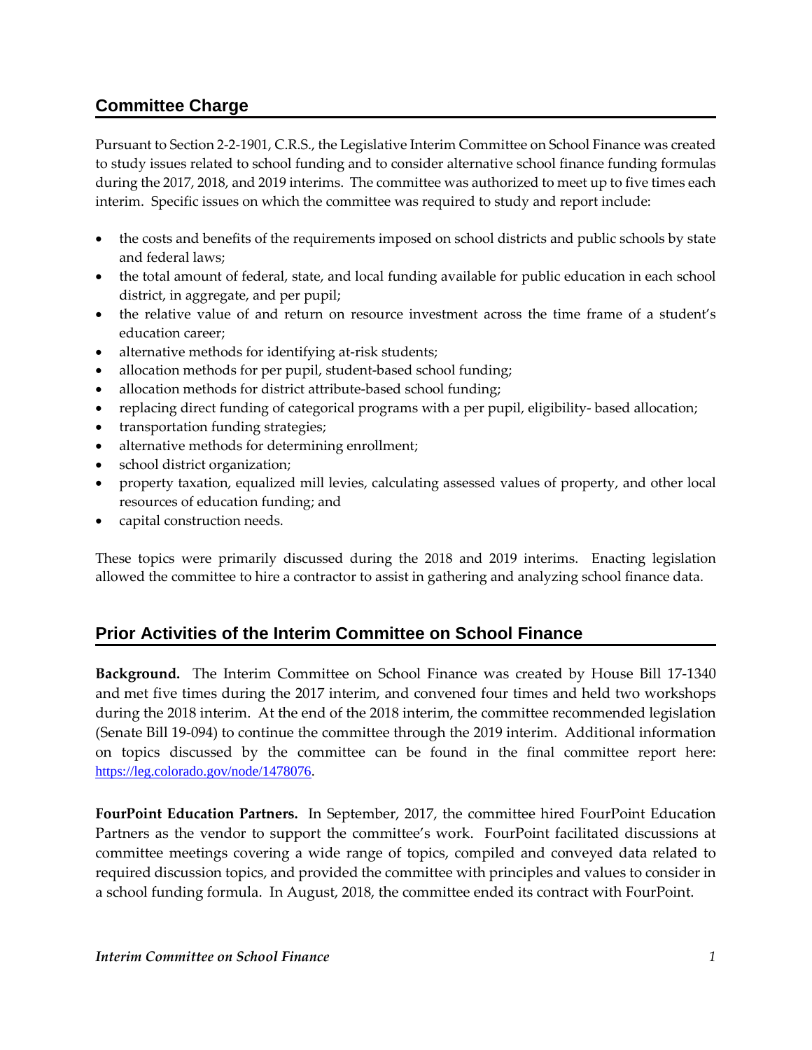## Committee Charge

Pursuant to Section 2-2-1901, C.R.S., the Legislative Interim Committee on School Finance was created to study issues related to school funding and to consider alternative school finance funding formulas during the 2017, 2018, and 2019 interims. The committee was authorized to meet up to five times each interim. Specific issues on which the committee was required to study and report include:

- the costs and benefits of the requirements imposed on school districts and public schools by state and federal laws;
- the total amount of federal, state, and local funding available for public education in each school district, in aggregate, and per pupil;
- the relative value of and return on resource investment across the time frame of a student's education career;
- alternative methods for identifying at-risk students;
- allocation methods for per pupil, student-based school funding;
- allocation methods for district attribute-based school funding;
- replacing direct funding of categorical programs with a per pupil, eligibility- based allocation;
- transportation funding strategies;
- alternative methods for determining enrollment;
- school district organization;
- property taxation, equalized mill levies, calculating assessed values of property, and other local resources of education funding; and
- capital construction needs.

These topics were primarily discussed during the 2018 and 2019 interims. Enacting legislation allowed the committee to hire a contractor to assist in gathering and analyzing school finance data.

## Prior Activities of the Interim Committee on School Finance

**Background.** The Interim Committee on School Finance was created by House Bill 17-1340 and met five times during the 2017 interim, and convened four times and held two workshops during the 2018 interim. At the end of the 2018 interim, the committee recommended legislation (Senate Bill 19-094) to continue the committee through the 2019 interim. Additional information on topics discussed by the committee can be found in the final committee report here: https://leg.colorado.gov/node/1478076.

**FourPoint Education Partners.** In September, 2017, the committee hired FourPoint Education Partners as the vendor to support the committee's work. FourPoint facilitated discussions at committee meetings covering a wide range of topics, compiled and conveyed data related to required discussion topics, and provided the committee with principles and values to consider in a school funding formula. In August, 2018, the committee ended its contract with FourPoint.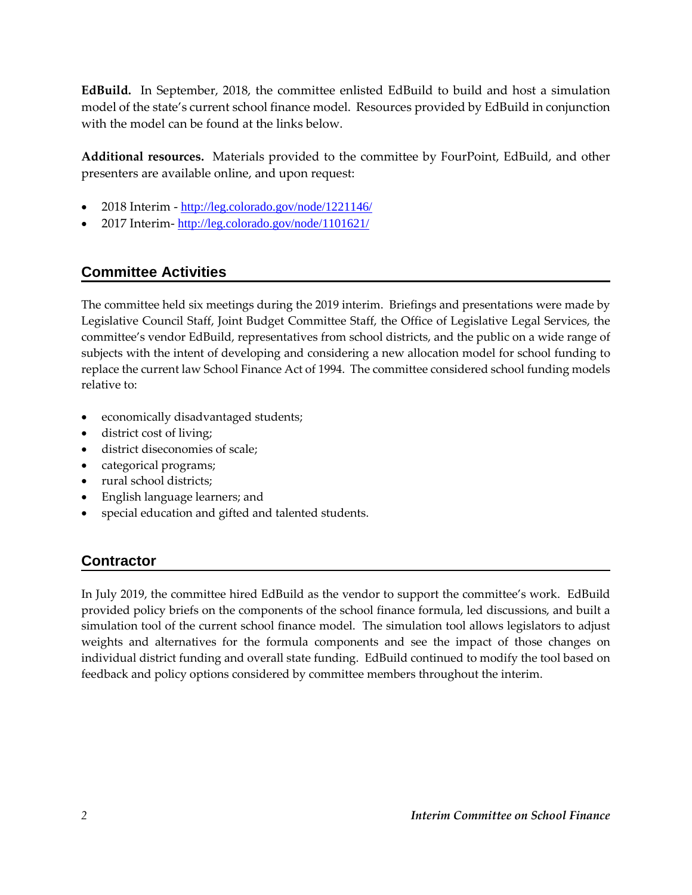**EdBuild.** In September, 2018, the committee enlisted EdBuild to build and host a simulation model of the state's current school finance model. Resources provided by EdBuild in conjunction with the model can be found at the links below.

**Additional resources.** Materials provided to the committee by FourPoint, EdBuild, and other presenters are available online, and upon request:

- 2018 Interim - http://leg.colorado.gov/node/1221146/
- 2017 Interim- http://leg.colorado.gov/node/1101621/

## Committee Activities

The committee held six meetings during the 2019 interim. Briefings and presentations were made by Legislative Council Staff, Joint Budget Committee Staff, the Office of Legislative Legal Services, the committee's vendor EdBuild, representatives from school districts, and the public on a wide range of subjects with the intent of developing and considering a new allocation model for school funding to replace the current law School Finance Act of 1994. The committee considered school funding models relative to:

- economically disadvantaged students;
- district cost of living;
- district diseconomies of scale;
- categorical programs;
- rural school districts;
- English language learners; and
- special education and gifted and talented students.

## Contractor

In July 2019, the committee hired EdBuild as the vendor to support the committee's work. EdBuild provided policy briefs on the components of the school finance formula, led discussions, and built a simulation tool of the current school finance model. The simulation tool allows legislators to adjust weights and alternatives for the formula components and see the impact of those changes on individual district funding and overall state funding. EdBuild continued to modify the tool based on feedback and policy options considered by committee members throughout the interim.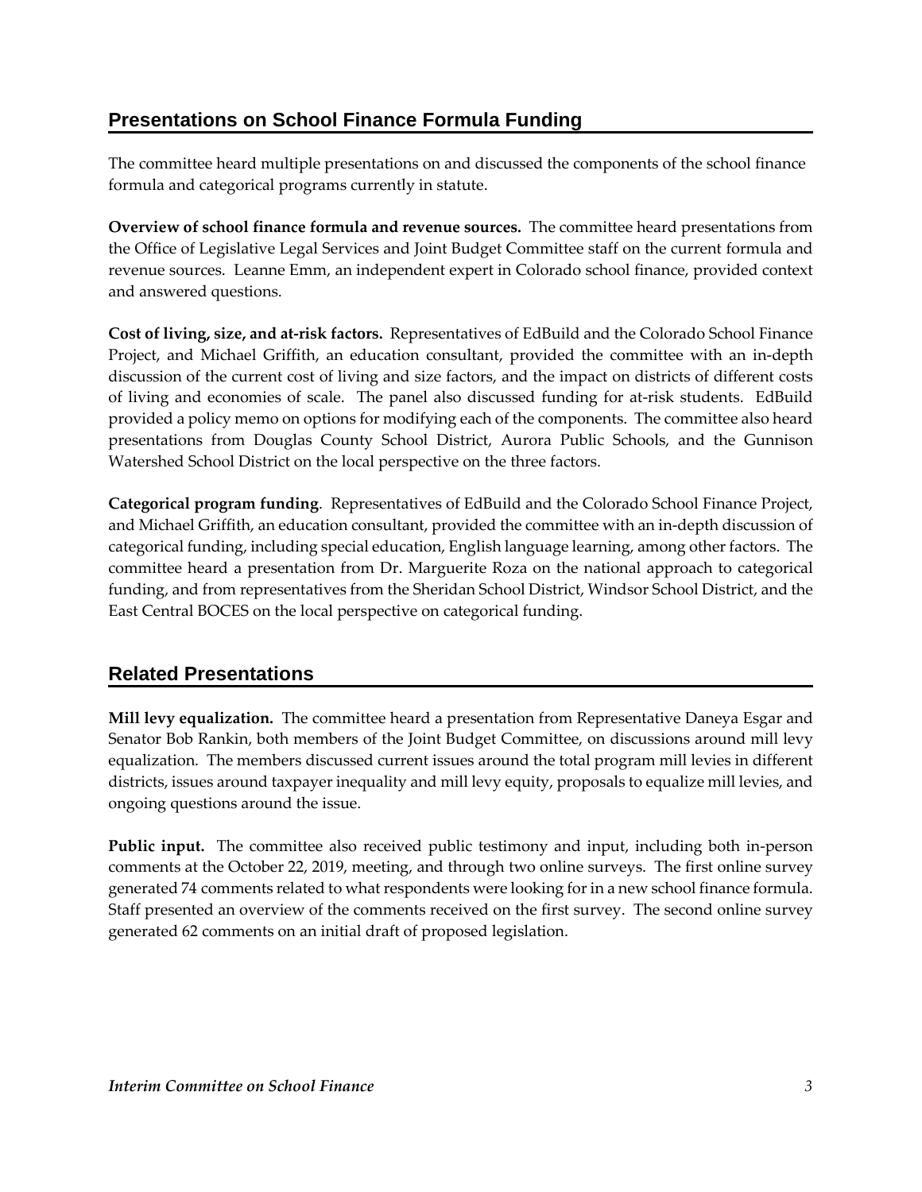## Presentations on School Finance Formula Funding

The committee heard multiple presentations on and discussed the components of the school finance formula and categorical programs currently in statute.

**Overview of school finance formula and revenue sources.** The committee heard presentations from the Office of Legislative Legal Services and Joint Budget Committee staff on the current formula and revenue sources. Leanne Emm, an independent expert in Colorado school finance, provided context and answered questions.

**Cost of living, size, and at-risk factors.** Representatives of EdBuild and the Colorado School Finance Project, and Michael Griffith, an education consultant, provided the committee with an in-depth discussion of the current cost of living and size factors, and the impact on districts of different costs of living and economies of scale. The panel also discussed funding for at-risk students. EdBuild provided a policy memo on options for modifying each of the components. The committee also heard presentations from Douglas County School District, Aurora Public Schools, and the Gunnison Watershed School District on the local perspective on the three factors.

**Categorical program funding**. Representatives of EdBuild and the Colorado School Finance Project, and Michael Griffith, an education consultant, provided the committee with an in-depth discussion of categorical funding, including special education, English language learning, among other factors. The committee heard a presentation from Dr. Marguerite Roza on the national approach to categorical funding, and from representatives from the Sheridan School District, Windsor School District, and the East Central BOCES on the local perspective on categorical funding.

## Related Presentations

**Mill levy equalization.** The committee heard a presentation from Representative Daneya Esgar and Senator Bob Rankin, both members of the Joint Budget Committee, on discussions around mill levy equalization. The members discussed current issues around the total program mill levies in different districts, issues around taxpayer inequality and mill levy equity, proposals to equalize mill levies, and ongoing questions around the issue.

**Public input.** The committee also received public testimony and input, including both in-person comments at the October 22, 2019, meeting, and through two online surveys. The first online survey generated 74 comments related to what respondents were looking for in a new school finance formula. Staff presented an overview of the comments received on the first survey. The second online survey generated 62 comments on an initial draft of proposed legislation.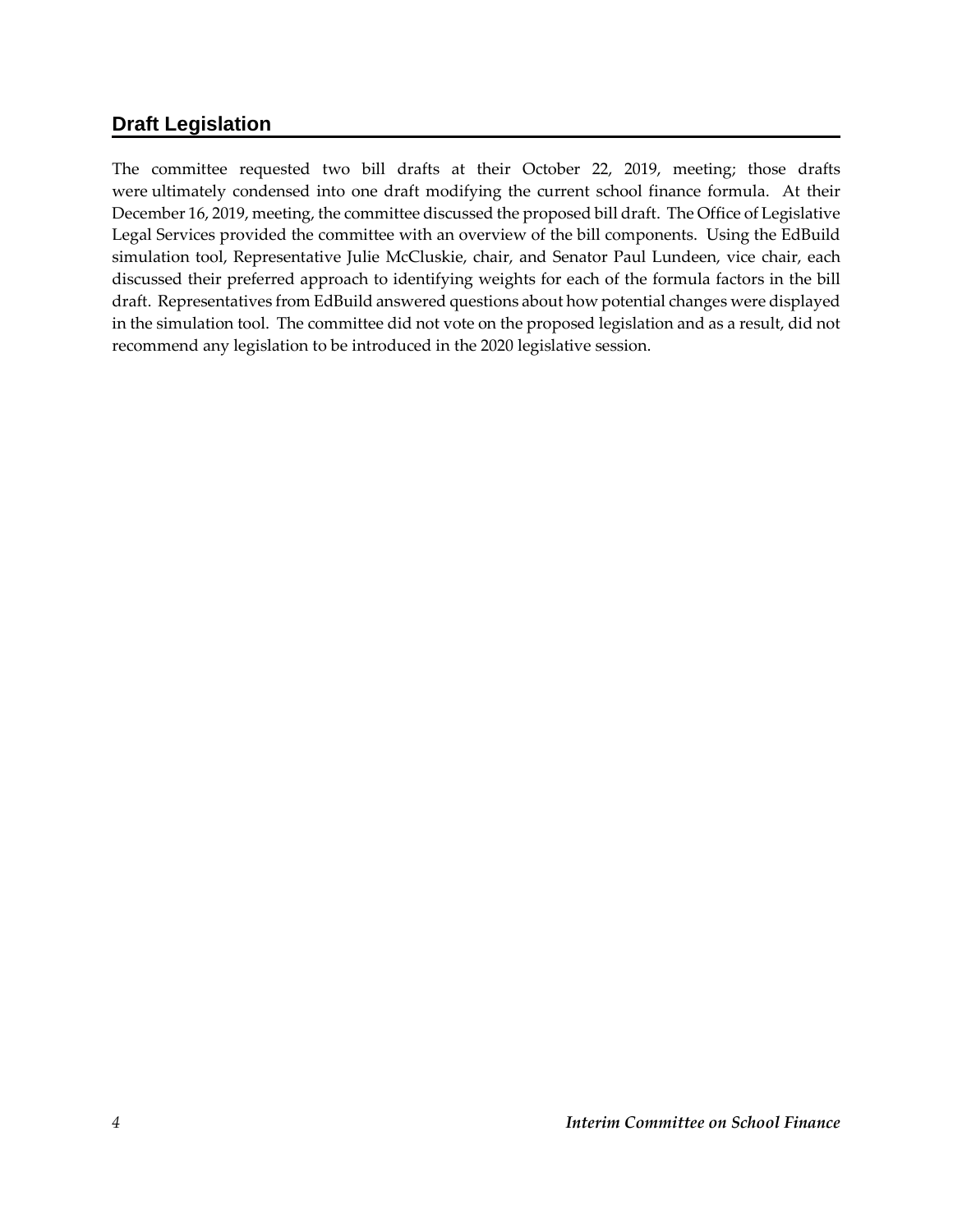## Draft Legislation

The committee requested two bill drafts at their October 22, 2019, meeting; those drafts were ultimately condensed into one draft modifying the current school finance formula. At their December 16, 2019, meeting, the committee discussed the proposed bill draft. The Office of Legislative Legal Services provided the committee with an overview of the bill components. Using the EdBuild simulation tool, Representative Julie McCluskie, chair, and Senator Paul Lundeen, vice chair, each discussed their preferred approach to identifying weights for each of the formula factors in the bill draft. Representatives from EdBuild answered questions about how potential changes were displayed in the simulation tool. The committee did not vote on the proposed legislation and as a result, did not recommend any legislation to be introduced in the 2020 legislative session.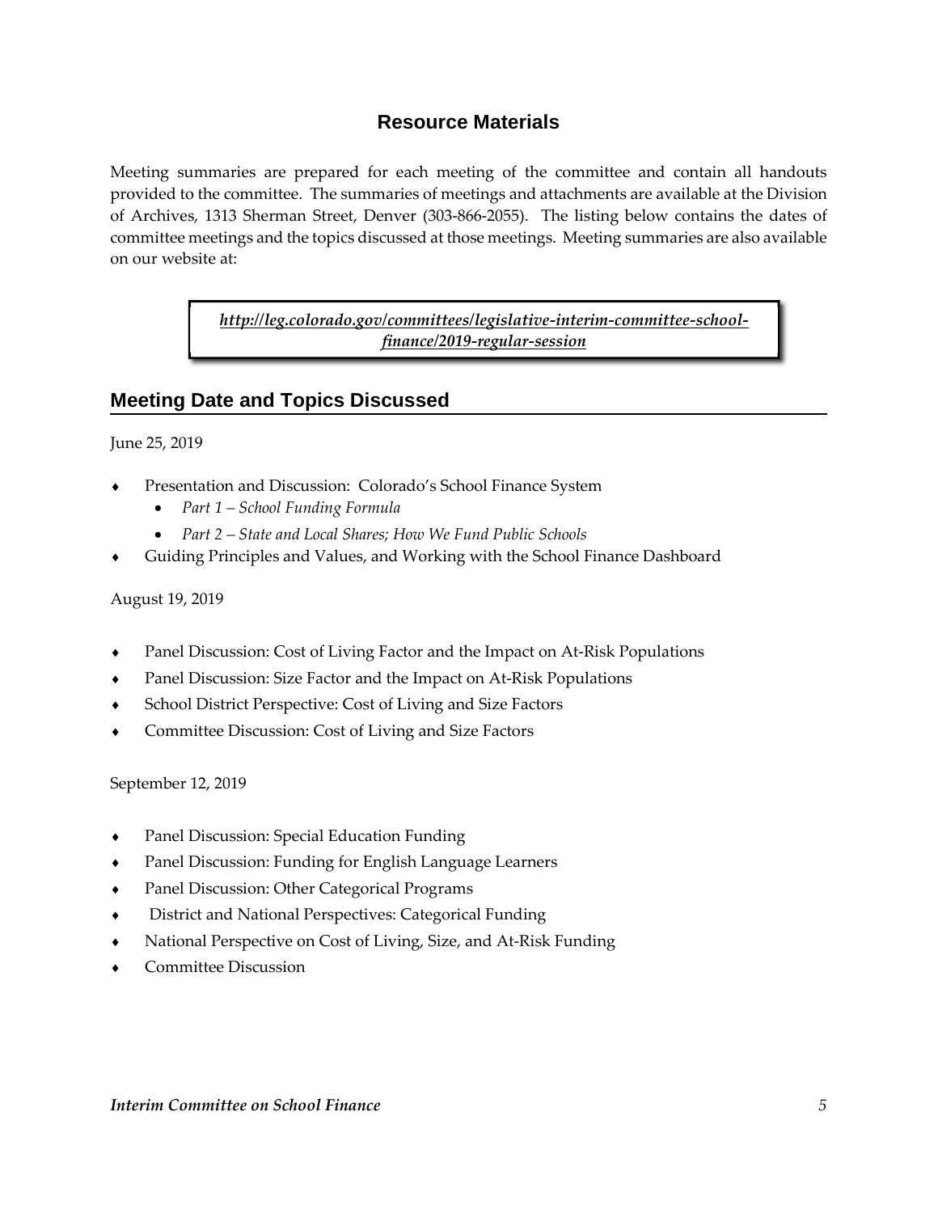## Resource Materials

Meeting summaries are prepared for each meeting of the committee and contain all handouts provided to the committee. The summaries of meetings and attachments are available at the Division of Archives, 1313 Sherman Street, Denver (303-866-2055). The listing below contains the dates of committee meetings and the topics discussed at those meetings. Meeting summaries are also available on our website at:

> ***http://leg.colorado.gov/committees/legislative-interim-committee-school-finance/2019-regular-session***

## Meeting Date and Topics Discussed

June 25, 2019

- Presentation and Discussion: Colorado's School Finance System
  - *Part 1 – School Funding Formula*
  - *Part 2 – State and Local Shares; How We Fund Public Schools*
- Guiding Principles and Values, and Working with the School Finance Dashboard

August 19, 2019

- Panel Discussion: Cost of Living Factor and the Impact on At-Risk Populations
- Panel Discussion: Size Factor and the Impact on At-Risk Populations
- School District Perspective: Cost of Living and Size Factors
- Committee Discussion: Cost of Living and Size Factors

September 12, 2019

- Panel Discussion: Special Education Funding
- Panel Discussion: Funding for English Language Learners
- Panel Discussion: Other Categorical Programs
- District and National Perspectives: Categorical Funding
- National Perspective on Cost of Living, Size, and At-Risk Funding
- Committee Discussion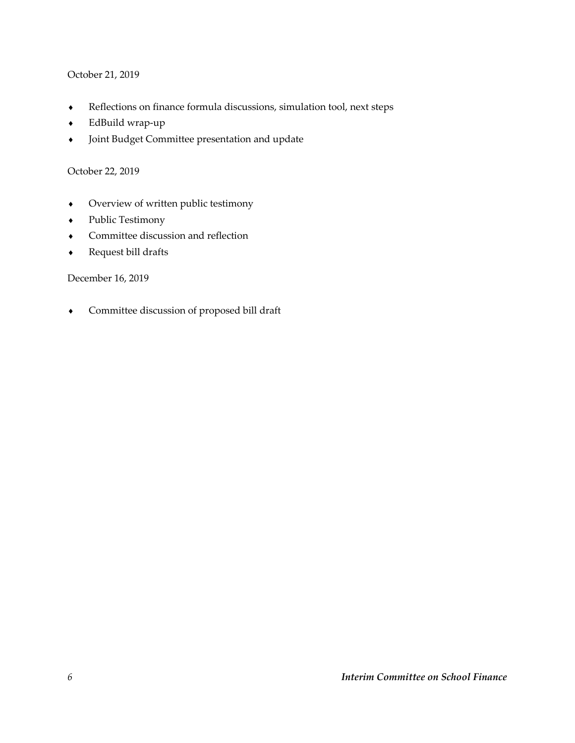October 21, 2019

- Reflections on finance formula discussions, simulation tool, next steps
- EdBuild wrap-up
- Joint Budget Committee presentation and update

October 22, 2019

- Overview of written public testimony
- Public Testimony
- Committee discussion and reflection
- Request bill drafts

December 16, 2019

- Committee discussion of proposed bill draft